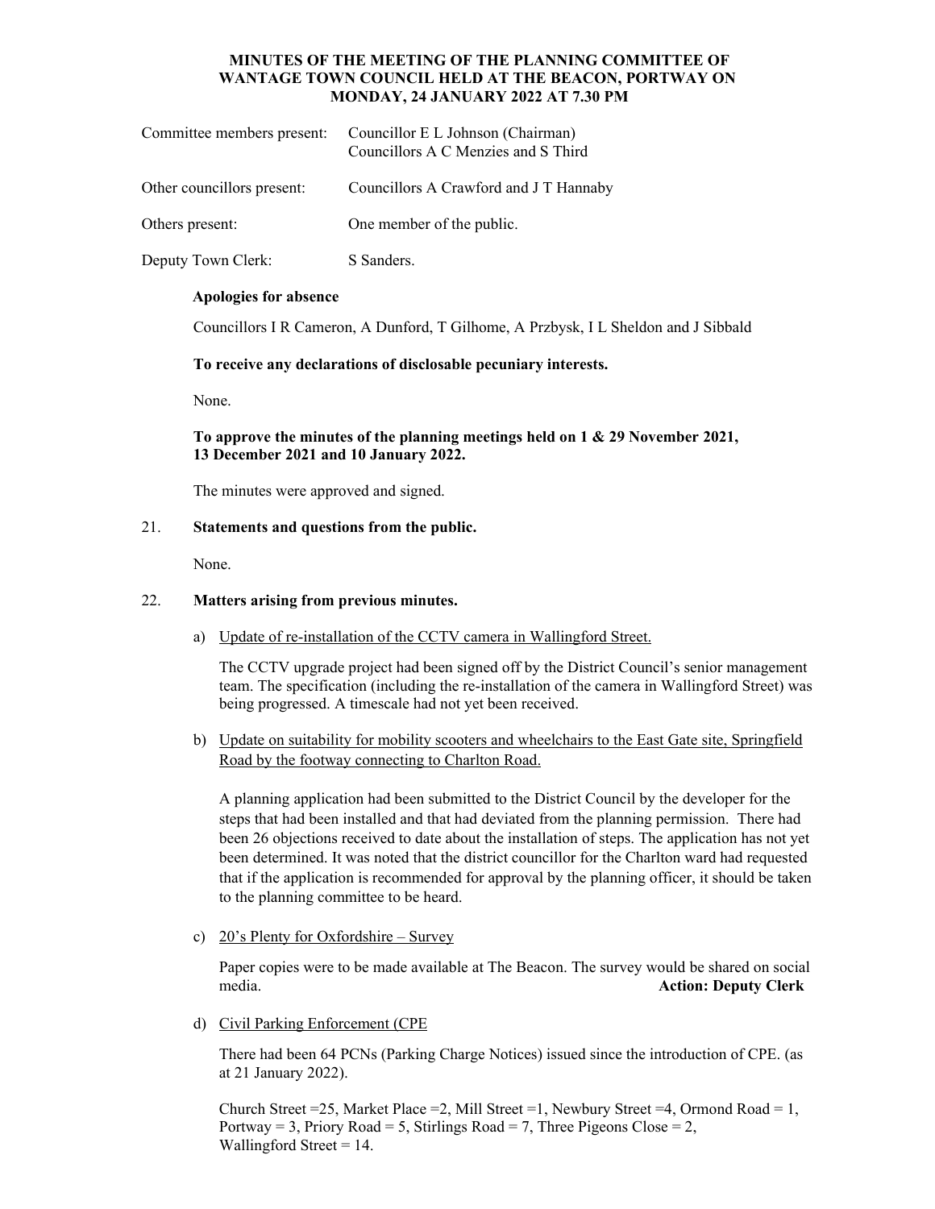# MINUTES OF THE MEETING OF THE PLANNING COMMITTEE OF WANTAGE TOWN COUNCIL HELD AT THE BEACON, PORTWAY ON MONDAY, 24 JANUARY 2022 AT 7.30 PM

| | |
|---|---|
| Committee members present: | Councillor E L Johnson (Chairman)<br>Councillors A C Menzies and S Third |
| Other councillors present: | Councillors A Crawford and J T Hannaby |
| Others present: | One member of the public. |
| Deputy Town Clerk: | S Sanders. |

**Apologies for absence**

Councillors I R Cameron, A Dunford, T Gilhome, A Przbysk, I L Sheldon and J Sibbald

**To receive any declarations of disclosable pecuniary interests.**

None.

**To approve the minutes of the planning meetings held on 1 & 29 November 2021, 13 December 2021 and 10 January 2022.**

The minutes were approved and signed.

21. **Statements and questions from the public.**

None.

22. **Matters arising from previous minutes.**

a) Update of re-installation of the CCTV camera in Wallingford Street.

The CCTV upgrade project had been signed off by the District Council's senior management team. The specification (including the re-installation of the camera in Wallingford Street) was being progressed. A timescale had not yet been received.

b) Update on suitability for mobility scooters and wheelchairs to the East Gate site, Springfield Road by the footway connecting to Charlton Road.

A planning application had been submitted to the District Council by the developer for the steps that had been installed and that had deviated from the planning permission. There had been 26 objections received to date about the installation of steps. The application has not yet been determined. It was noted that the district councillor for the Charlton ward had requested that if the application is recommended for approval by the planning officer, it should be taken to the planning committee to be heard.

c) 20's Plenty for Oxfordshire – Survey

Paper copies were to be made available at The Beacon. The survey would be shared on social media. **Action: Deputy Clerk**

d) Civil Parking Enforcement (CPE

There had been 64 PCNs (Parking Charge Notices) issued since the introduction of CPE. (as at 21 January 2022).

Church Street =25, Market Place =2, Mill Street =1, Newbury Street =4, Ormond Road = 1, Portway = 3, Priory Road = 5, Stirlings Road = 7, Three Pigeons Close = 2, Wallingford Street = 14.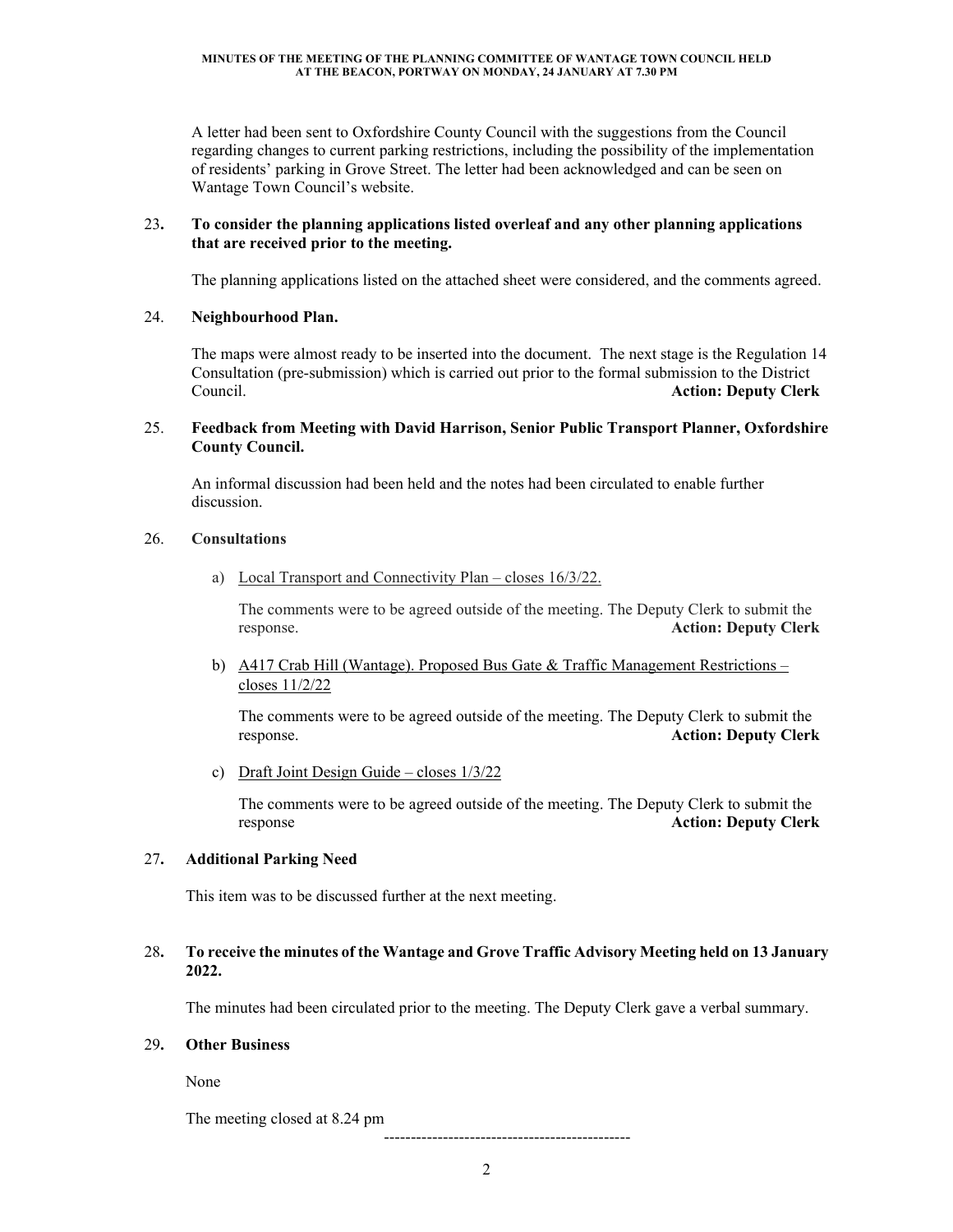**MINUTES OF THE MEETING OF THE PLANNING COMMITTEE OF WANTAGE TOWN COUNCIL HELD AT THE BEACON, PORTWAY ON MONDAY, 24 JANUARY AT 7.30 PM**

A letter had been sent to Oxfordshire County Council with the suggestions from the Council regarding changes to current parking restrictions, including the possibility of the implementation of residents' parking in Grove Street. The letter had been acknowledged and can be seen on Wantage Town Council's website.

23**.** **To consider the planning applications listed overleaf and any other planning applications that are received prior to the meeting.**

The planning applications listed on the attached sheet were considered, and the comments agreed.

24. **Neighbourhood Plan.**

The maps were almost ready to be inserted into the document. The next stage is the Regulation 14 Consultation (pre-submission) which is carried out prior to the formal submission to the District Council. **Action: Deputy Clerk**

25. **Feedback from Meeting with David Harrison, Senior Public Transport Planner, Oxfordshire County Council.**

An informal discussion had been held and the notes had been circulated to enable further discussion.

26. **Consultations**

a) Local Transport and Connectivity Plan – closes 16/3/22.

The comments were to be agreed outside of the meeting. The Deputy Clerk to submit the response. **Action: Deputy Clerk**

b) A417 Crab Hill (Wantage). Proposed Bus Gate & Traffic Management Restrictions – closes 11/2/22

The comments were to be agreed outside of the meeting. The Deputy Clerk to submit the response. **Action: Deputy Clerk**

c) Draft Joint Design Guide – closes 1/3/22

The comments were to be agreed outside of the meeting. The Deputy Clerk to submit the response **Action: Deputy Clerk**

27**.** **Additional Parking Need**

This item was to be discussed further at the next meeting.

28**.** **To receive the minutes of the Wantage and Grove Traffic Advisory Meeting held on 13 January 2022.**

The minutes had been circulated prior to the meeting. The Deputy Clerk gave a verbal summary.

29**.** **Other Business**

None

The meeting closed at 8.24 pm

----------------------------------------------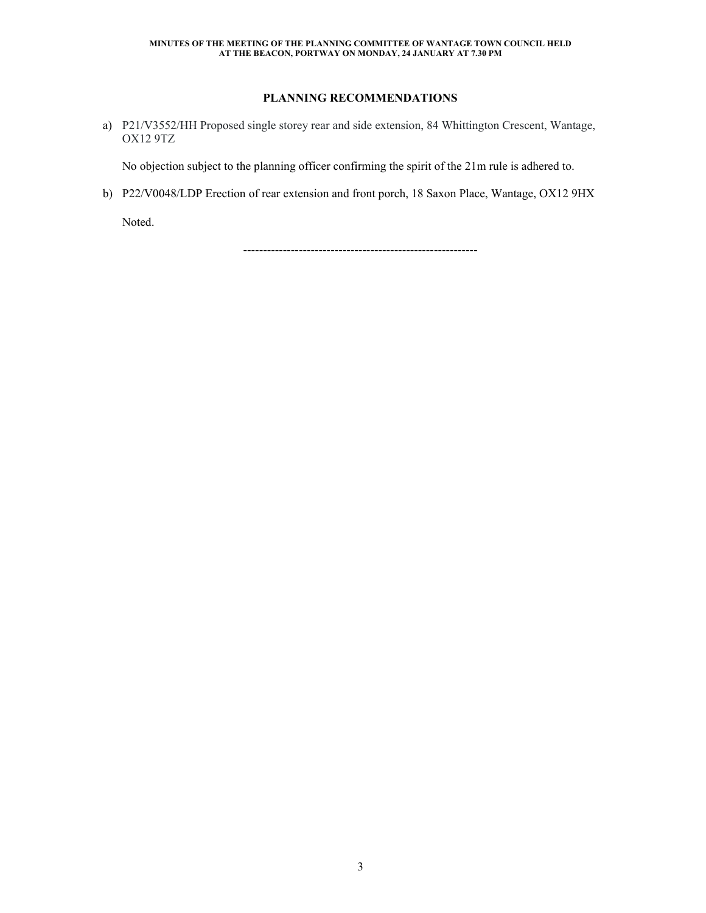## PLANNING RECOMMENDATIONS

a) P21/V3552/HH Proposed single storey rear and side extension, 84 Whittington Crescent, Wantage, OX12 9TZ

   No objection subject to the planning officer confirming the spirit of the 21m rule is adhered to.

b) P22/V0048/LDP Erection of rear extension and front porch, 18 Saxon Place, Wantage, OX12 9HX

   Noted.

-----------------------------------------------------------